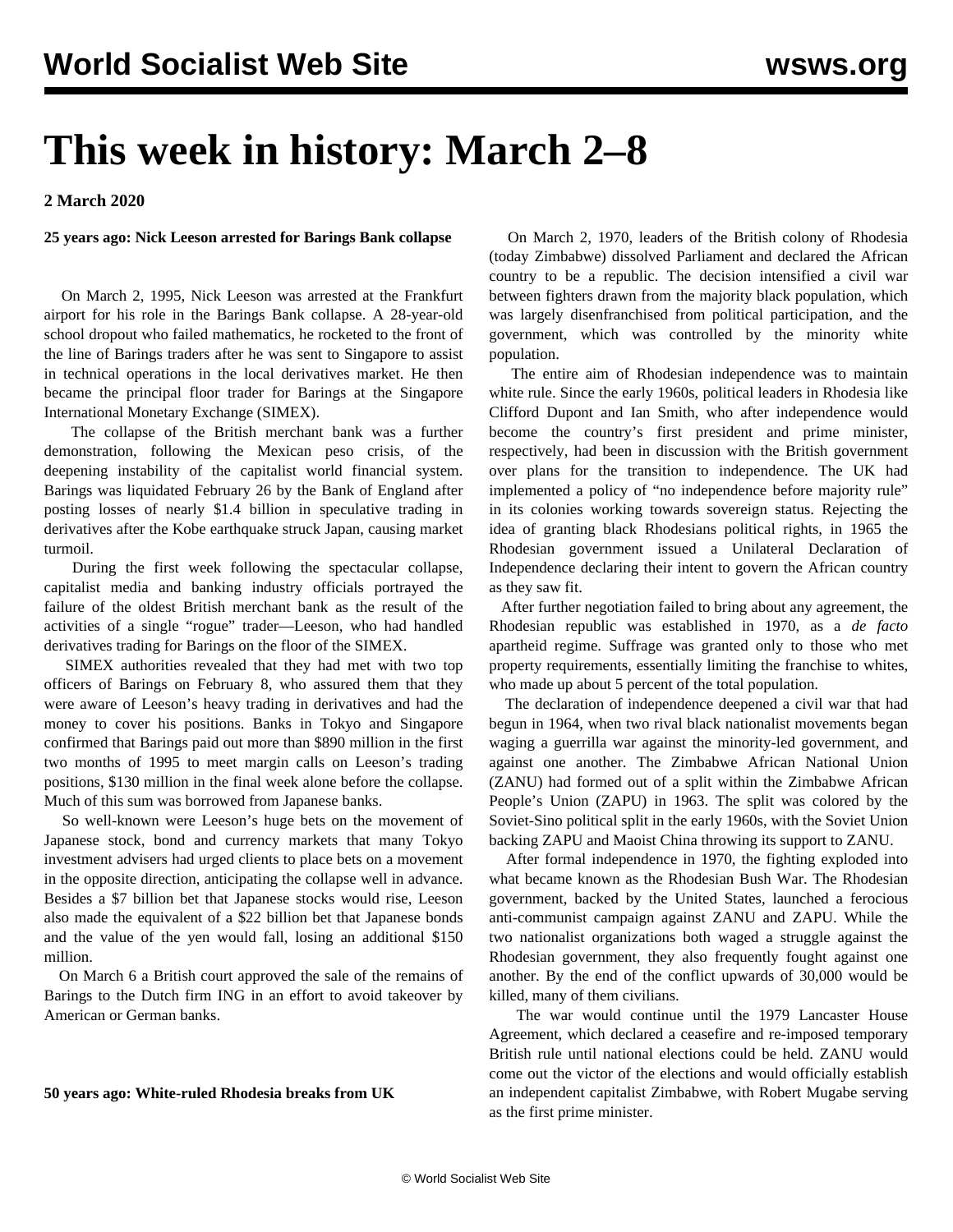# This week in history: March 2–8

**2 March 2020**

**25 years ago: Nick Leeson arrested for Barings Bank collapse**

On March 2, 1995, Nick Leeson was arrested at the Frankfurt airport for his role in the Barings Bank collapse. A 28-year-old school dropout who failed mathematics, he rocketed to the front of the line of Barings traders after he was sent to Singapore to assist in technical operations in the local derivatives market. He then became the principal floor trader for Barings at the Singapore International Monetary Exchange (SIMEX).

The collapse of the British merchant bank was a further demonstration, following the Mexican peso crisis, of the deepening instability of the capitalist world financial system. Barings was liquidated February 26 by the Bank of England after posting losses of nearly $1.4 billion in speculative trading in derivatives after the Kobe earthquake struck Japan, causing market turmoil.

During the first week following the spectacular collapse, capitalist media and banking industry officials portrayed the failure of the oldest British merchant bank as the result of the activities of a single "rogue" trader—Leeson, who had handled derivatives trading for Barings on the floor of the SIMEX.

SIMEX authorities revealed that they had met with two top officers of Barings on February 8, who assured them that they were aware of Leeson's heavy trading in derivatives and had the money to cover his positions. Banks in Tokyo and Singapore confirmed that Barings paid out more than $890 million in the first two months of 1995 to meet margin calls on Leeson's trading positions, $130 million in the final week alone before the collapse. Much of this sum was borrowed from Japanese banks.

So well-known were Leeson's huge bets on the movement of Japanese stock, bond and currency markets that many Tokyo investment advisers had urged clients to place bets on a movement in the opposite direction, anticipating the collapse well in advance. Besides a $7 billion bet that Japanese stocks would rise, Leeson also made the equivalent of a $22 billion bet that Japanese bonds and the value of the yen would fall, losing an additional $150 million.

On March 6 a British court approved the sale of the remains of Barings to the Dutch firm ING in an effort to avoid takeover by American or German banks.

**50 years ago: White-ruled Rhodesia breaks from UK**

On March 2, 1970, leaders of the British colony of Rhodesia (today Zimbabwe) dissolved Parliament and declared the African country to be a republic. The decision intensified a civil war between fighters drawn from the majority black population, which was largely disenfranchised from political participation, and the government, which was controlled by the minority white population.

The entire aim of Rhodesian independence was to maintain white rule. Since the early 1960s, political leaders in Rhodesia like Clifford Dupont and Ian Smith, who after independence would become the country's first president and prime minister, respectively, had been in discussion with the British government over plans for the transition to independence. The UK had implemented a policy of "no independence before majority rule" in its colonies working towards sovereign status. Rejecting the idea of granting black Rhodesians political rights, in 1965 the Rhodesian government issued a Unilateral Declaration of Independence declaring their intent to govern the African country as they saw fit.

After further negotiation failed to bring about any agreement, the Rhodesian republic was established in 1970, as a *de facto* apartheid regime. Suffrage was granted only to those who met property requirements, essentially limiting the franchise to whites, who made up about 5 percent of the total population.

The declaration of independence deepened a civil war that had begun in 1964, when two rival black nationalist movements began waging a guerrilla war against the minority-led government, and against one another. The Zimbabwe African National Union (ZANU) had formed out of a split within the Zimbabwe African People's Union (ZAPU) in 1963. The split was colored by the Soviet-Sino political split in the early 1960s, with the Soviet Union backing ZAPU and Maoist China throwing its support to ZANU.

After formal independence in 1970, the fighting exploded into what became known as the Rhodesian Bush War. The Rhodesian government, backed by the United States, launched a ferocious anti-communist campaign against ZANU and ZAPU. While the two nationalist organizations both waged a struggle against the Rhodesian government, they also frequently fought against one another. By the end of the conflict upwards of 30,000 would be killed, many of them civilians.

The war would continue until the 1979 Lancaster House Agreement, which declared a ceasefire and re-imposed temporary British rule until national elections could be held. ZANU would come out the victor of the elections and would officially establish an independent capitalist Zimbabwe, with Robert Mugabe serving as the first prime minister.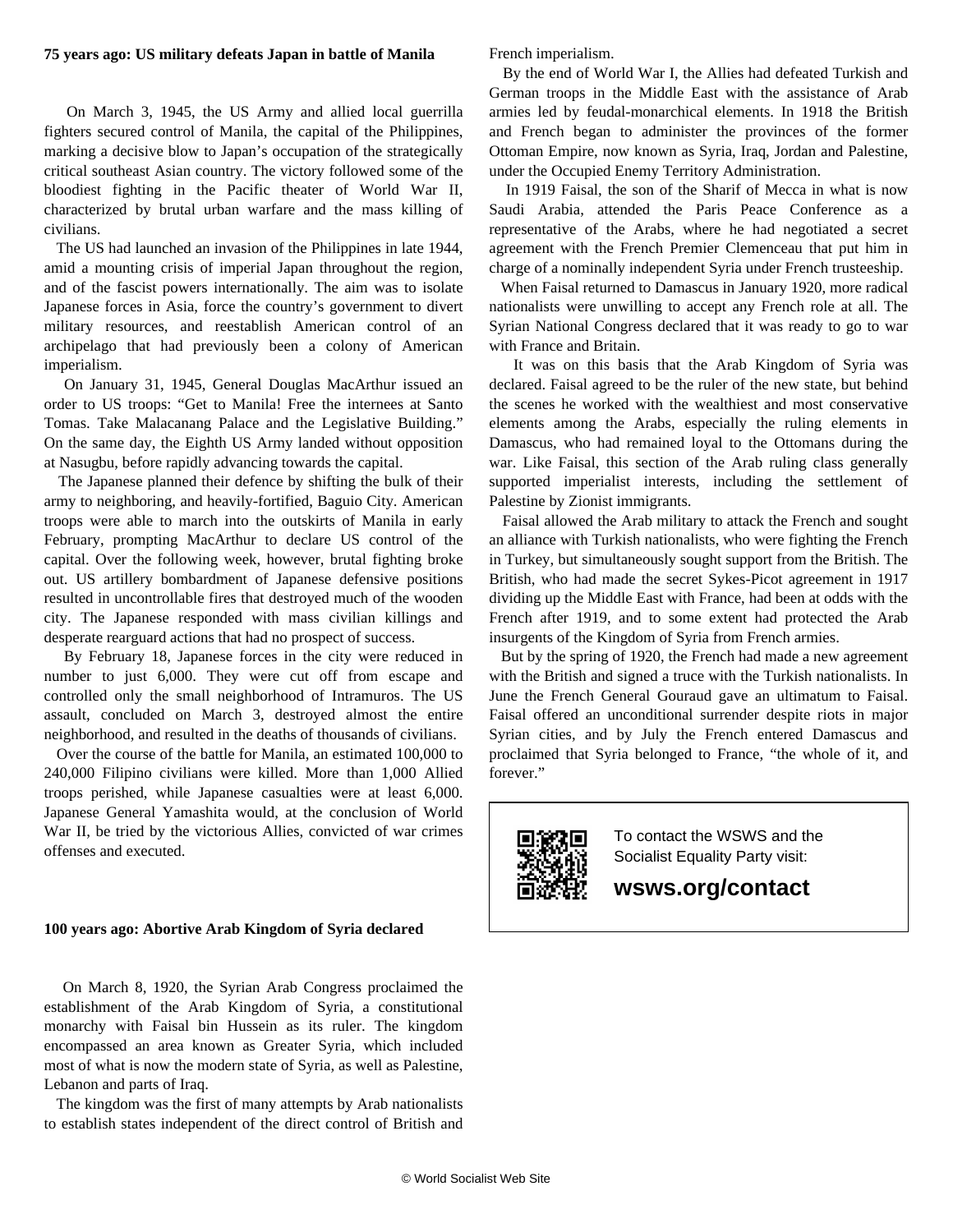**75 years ago: US military defeats Japan in battle of Manila**

On March 3, 1945, the US Army and allied local guerrilla fighters secured control of Manila, the capital of the Philippines, marking a decisive blow to Japan's occupation of the strategically critical southeast Asian country. The victory followed some of the bloodiest fighting in the Pacific theater of World War II, characterized by brutal urban warfare and the mass killing of civilians.

The US had launched an invasion of the Philippines in late 1944, amid a mounting crisis of imperial Japan throughout the region, and of the fascist powers internationally. The aim was to isolate Japanese forces in Asia, force the country's government to divert military resources, and reestablish American control of an archipelago that had previously been a colony of American imperialism.

On January 31, 1945, General Douglas MacArthur issued an order to US troops: "Get to Manila! Free the internees at Santo Tomas. Take Malacanang Palace and the Legislative Building." On the same day, the Eighth US Army landed without opposition at Nasugbu, before rapidly advancing towards the capital.

The Japanese planned their defence by shifting the bulk of their army to neighboring, and heavily-fortified, Baguio City. American troops were able to march into the outskirts of Manila in early February, prompting MacArthur to declare US control of the capital. Over the following week, however, brutal fighting broke out. US artillery bombardment of Japanese defensive positions resulted in uncontrollable fires that destroyed much of the wooden city. The Japanese responded with mass civilian killings and desperate rearguard actions that had no prospect of success.

By February 18, Japanese forces in the city were reduced in number to just 6,000. They were cut off from escape and controlled only the small neighborhood of Intramuros. The US assault, concluded on March 3, destroyed almost the entire neighborhood, and resulted in the deaths of thousands of civilians.

Over the course of the battle for Manila, an estimated 100,000 to 240,000 Filipino civilians were killed. More than 1,000 Allied troops perished, while Japanese casualties were at least 6,000. Japanese General Yamashita would, at the conclusion of World War II, be tried by the victorious Allies, convicted of war crimes offenses and executed.

**100 years ago: Abortive Arab Kingdom of Syria declared**

On March 8, 1920, the Syrian Arab Congress proclaimed the establishment of the Arab Kingdom of Syria, a constitutional monarchy with Faisal bin Hussein as its ruler. The kingdom encompassed an area known as Greater Syria, which included most of what is now the modern state of Syria, as well as Palestine, Lebanon and parts of Iraq.

The kingdom was the first of many attempts by Arab nationalists to establish states independent of the direct control of British and French imperialism.

By the end of World War I, the Allies had defeated Turkish and German troops in the Middle East with the assistance of Arab armies led by feudal-monarchical elements. In 1918 the British and French began to administer the provinces of the former Ottoman Empire, now known as Syria, Iraq, Jordan and Palestine, under the Occupied Enemy Territory Administration.

In 1919 Faisal, the son of the Sharif of Mecca in what is now Saudi Arabia, attended the Paris Peace Conference as a representative of the Arabs, where he had negotiated a secret agreement with the French Premier Clemenceau that put him in charge of a nominally independent Syria under French trusteeship.

When Faisal returned to Damascus in January 1920, more radical nationalists were unwilling to accept any French role at all. The Syrian National Congress declared that it was ready to go to war with France and Britain.

It was on this basis that the Arab Kingdom of Syria was declared. Faisal agreed to be the ruler of the new state, but behind the scenes he worked with the wealthiest and most conservative elements among the Arabs, especially the ruling elements in Damascus, who had remained loyal to the Ottomans during the war. Like Faisal, this section of the Arab ruling class generally supported imperialist interests, including the settlement of Palestine by Zionist immigrants.

Faisal allowed the Arab military to attack the French and sought an alliance with Turkish nationalists, who were fighting the French in Turkey, but simultaneously sought support from the British. The British, who had made the secret Sykes-Picot agreement in 1917 dividing up the Middle East with France, had been at odds with the French after 1919, and to some extent had protected the Arab insurgents of the Kingdom of Syria from French armies.

But by the spring of 1920, the French had made a new agreement with the British and signed a truce with the Turkish nationalists. In June the French General Gouraud gave an ultimatum to Faisal. Faisal offered an unconditional surrender despite riots in major Syrian cities, and by July the French entered Damascus and proclaimed that Syria belonged to France, "the whole of it, and forever."

To contact the WSWS and the Socialist Equality Party visit:

**wsws.org/contact**